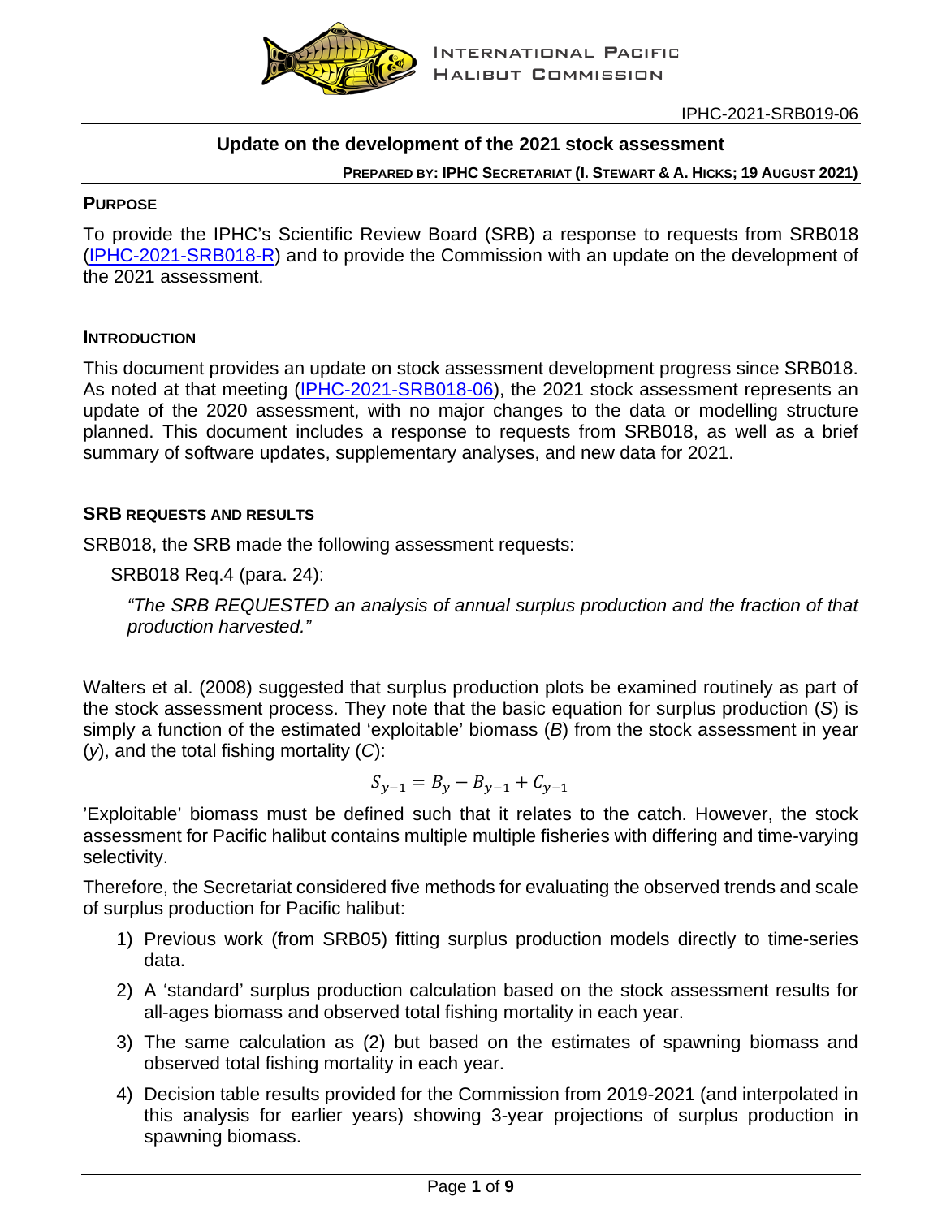INTERNATIONAL PACIFIC HALIBUT COMMISSION

IPHC-2021-SRB019-06

# Update on the development of the 2021 stock assessment

**PREPARED BY: IPHC SECRETARIAT (I. STEWART & A. HICKS; 19 AUGUST 2021)**

## PURPOSE

To provide the IPHC's Scientific Review Board (SRB) a response to requests from SRB018 (IPHC-2021-SRB018-R) and to provide the Commission with an update on the development of the 2021 assessment.

## INTRODUCTION

This document provides an update on stock assessment development progress since SRB018. As noted at that meeting (IPHC-2021-SRB018-06), the 2021 stock assessment represents an update of the 2020 assessment, with no major changes to the data or modelling structure planned. This document includes a response to requests from SRB018, as well as a brief summary of software updates, supplementary analyses, and new data for 2021.

## SRB REQUESTS AND RESULTS

SRB018, the SRB made the following assessment requests:

SRB018 Req.4 (para. 24):

*"The SRB REQUESTED an analysis of annual surplus production and the fraction of that production harvested."*

Walters et al. (2008) suggested that surplus production plots be examined routinely as part of the stock assessment process. They note that the basic equation for surplus production ($S$) is simply a function of the estimated 'exploitable' biomass ($B$) from the stock assessment in year ($y$), and the total fishing mortality ($C$):

$$S_{y-1} = B_y - B_{y-1} + C_{y-1}$$

'Exploitable' biomass must be defined such that it relates to the catch. However, the stock assessment for Pacific halibut contains multiple multiple fisheries with differing and time-varying selectivity.

Therefore, the Secretariat considered five methods for evaluating the observed trends and scale of surplus production for Pacific halibut:

1) Previous work (from SRB05) fitting surplus production models directly to time-series data.
2) A 'standard' surplus production calculation based on the stock assessment results for all-ages biomass and observed total fishing mortality in each year.
3) The same calculation as (2) but based on the estimates of spawning biomass and observed total fishing mortality in each year.
4) Decision table results provided for the Commission from 2019-2021 (and interpolated in this analysis for earlier years) showing 3-year projections of surplus production in spawning biomass.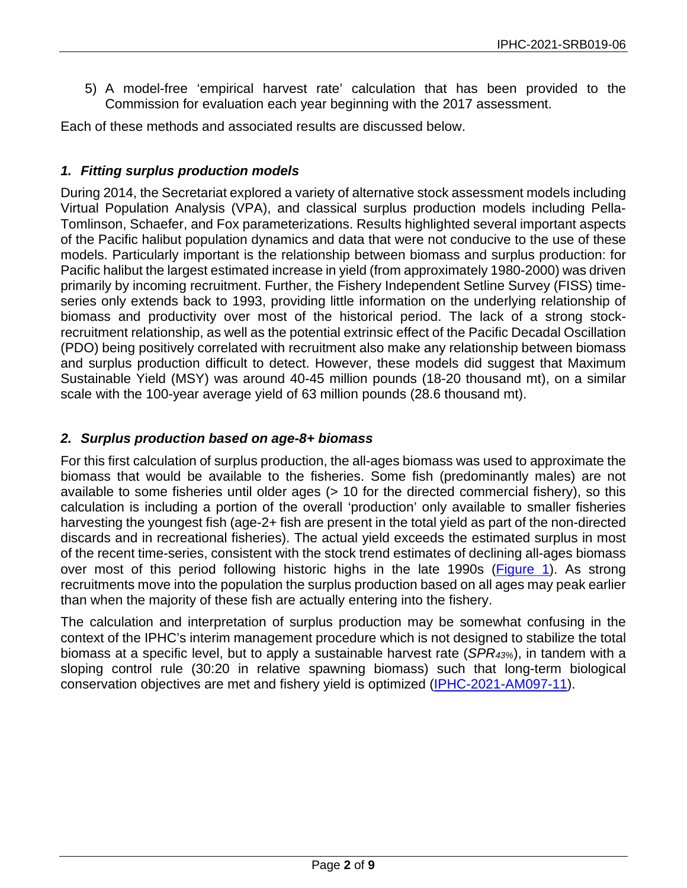5) A model-free 'empirical harvest rate' calculation that has been provided to the Commission for evaluation each year beginning with the 2017 assessment.

Each of these methods and associated results are discussed below.

### *1. Fitting surplus production models*

During 2014, the Secretariat explored a variety of alternative stock assessment models including Virtual Population Analysis (VPA), and classical surplus production models including Pella-Tomlinson, Schaefer, and Fox parameterizations. Results highlighted several important aspects of the Pacific halibut population dynamics and data that were not conducive to the use of these models. Particularly important is the relationship between biomass and surplus production: for Pacific halibut the largest estimated increase in yield (from approximately 1980-2000) was driven primarily by incoming recruitment. Further, the Fishery Independent Setline Survey (FISS) time-series only extends back to 1993, providing little information on the underlying relationship of biomass and productivity over most of the historical period. The lack of a strong stock-recruitment relationship, as well as the potential extrinsic effect of the Pacific Decadal Oscillation (PDO) being positively correlated with recruitment also make any relationship between biomass and surplus production difficult to detect. However, these models did suggest that Maximum Sustainable Yield (MSY) was around 40-45 million pounds (18-20 thousand mt), on a similar scale with the 100-year average yield of 63 million pounds (28.6 thousand mt).

### *2. Surplus production based on age-8+ biomass*

For this first calculation of surplus production, the all-ages biomass was used to approximate the biomass that would be available to the fisheries. Some fish (predominantly males) are not available to some fisheries until older ages (> 10 for the directed commercial fishery), so this calculation is including a portion of the overall 'production' only available to smaller fisheries harvesting the youngest fish (age-2+ fish are present in the total yield as part of the non-directed discards and in recreational fisheries). The actual yield exceeds the estimated surplus in most of the recent time-series, consistent with the stock trend estimates of declining all-ages biomass over most of this period following historic highs in the late 1990s (Figure 1). As strong recruitments move into the population the surplus production based on all ages may peak earlier than when the majority of these fish are actually entering into the fishery.

The calculation and interpretation of surplus production may be somewhat confusing in the context of the IPHC's interim management procedure which is not designed to stabilize the total biomass at a specific level, but to apply a sustainable harvest rate ($SPR_{43\%}$), in tandem with a sloping control rule (30:20 in relative spawning biomass) such that long-term biological conservation objectives are met and fishery yield is optimized (IPHC-2021-AM097-11).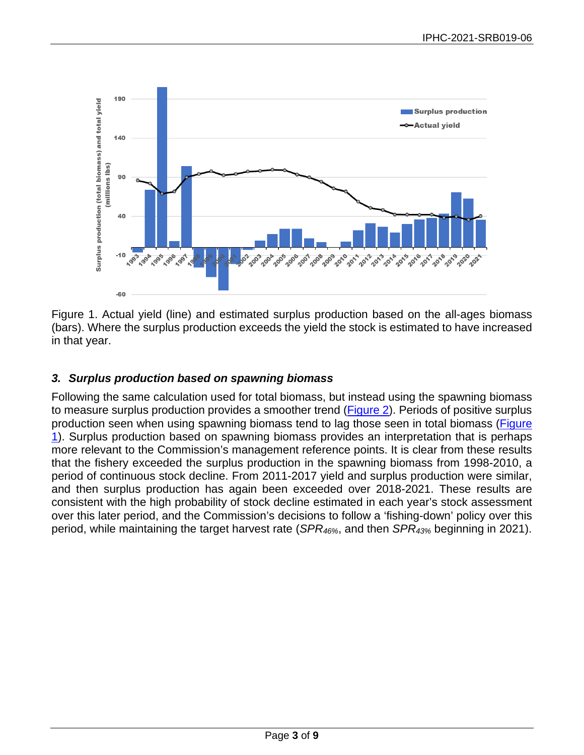Figure 1. Actual yield (line) and estimated surplus production based on the all-ages biomass (bars). Where the surplus production exceeds the yield the stock is estimated to have increased in that year.

### *3. Surplus production based on spawning biomass*

Following the same calculation used for total biomass, but instead using the spawning biomass to measure surplus production provides a smoother trend (Figure 2). Periods of positive surplus production seen when using spawning biomass tend to lag those seen in total biomass (Figure 1). Surplus production based on spawning biomass provides an interpretation that is perhaps more relevant to the Commission's management reference points. It is clear from these results that the fishery exceeded the surplus production in the spawning biomass from 1998-2010, a period of continuous stock decline. From 2011-2017 yield and surplus production were similar, and then surplus production has again been exceeded over 2018-2021. These results are consistent with the high probability of stock decline estimated in each year's stock assessment over this later period, and the Commission's decisions to follow a 'fishing-down' policy over this period, while maintaining the target harvest rate ($SPR_{46\%}$, and then $SPR_{43\%}$ beginning in 2021).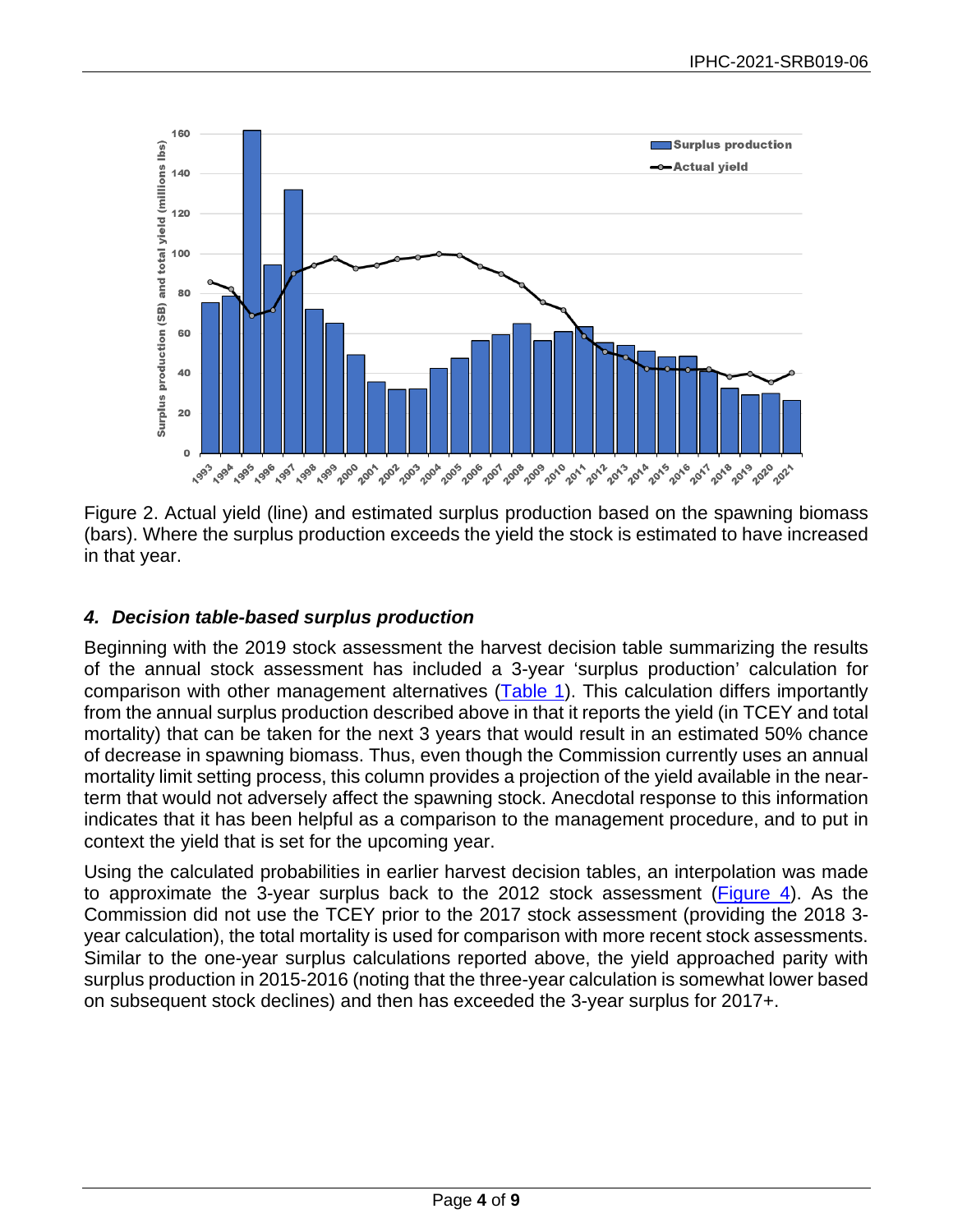Figure 2. Actual yield (line) and estimated surplus production based on the spawning biomass (bars). Where the surplus production exceeds the yield the stock is estimated to have increased in that year.

### *4. Decision table-based surplus production*

Beginning with the 2019 stock assessment the harvest decision table summarizing the results of the annual stock assessment has included a 3-year 'surplus production' calculation for comparison with other management alternatives (Table 1). This calculation differs importantly from the annual surplus production described above in that it reports the yield (in TCEY and total mortality) that can be taken for the next 3 years that would result in an estimated 50% chance of decrease in spawning biomass. Thus, even though the Commission currently uses an annual mortality limit setting process, this column provides a projection of the yield available in the near-term that would not adversely affect the spawning stock. Anecdotal response to this information indicates that it has been helpful as a comparison to the management procedure, and to put in context the yield that is set for the upcoming year.

Using the calculated probabilities in earlier harvest decision tables, an interpolation was made to approximate the 3-year surplus back to the 2012 stock assessment (Figure 4). As the Commission did not use the TCEY prior to the 2017 stock assessment (providing the 2018 3-year calculation), the total mortality is used for comparison with more recent stock assessments. Similar to the one-year surplus calculations reported above, the yield approached parity with surplus production in 2015-2016 (noting that the three-year calculation is somewhat lower based on subsequent stock declines) and then has exceeded the 3-year surplus for 2017+.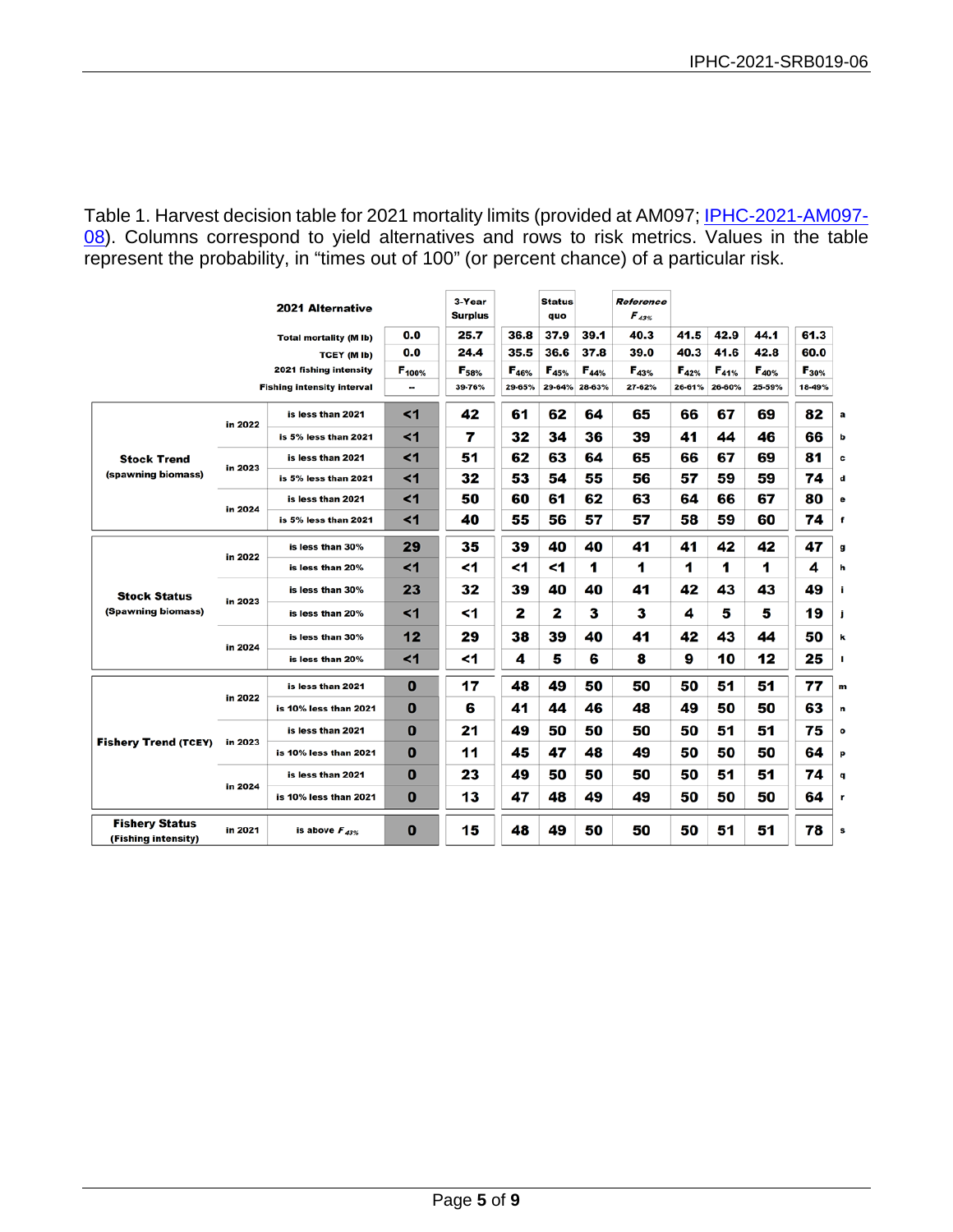Table 1. Harvest decision table for 2021 mortality limits (provided at AM097; [IPHC-2021-AM097-08](IPHC-2021-AM097-08)). Columns correspond to yield alternatives and rows to risk metrics. Values in the table represent the probability, in "times out of 100" (or percent chance) of a particular risk.

| | | 2021 Alternative | | 3-Year Surplus | | Status quo | | Reference $F_{43\%}$ | | | | | |
|---|---|---|---|---|---|---|---|---|---|---|---|---|---|
| | | Total mortality (M lb) | 0.0 | 25.7 | 36.8 | 37.9 | 39.1 | 40.3 | 41.5 | 42.9 | 44.1 | 61.3 | |
| | | TCEY (M lb) | 0.0 | 24.4 | 35.5 | 36.6 | 37.8 | 39.0 | 40.3 | 41.6 | 42.8 | 60.0 | |
| | | 2021 fishing intensity | $F_{100\%}$ | $F_{58\%}$ | $F_{46\%}$ | $F_{45\%}$ | $F_{44\%}$ | $F_{43\%}$ | $F_{42\%}$ | $F_{41\%}$ | $F_{40\%}$ | $F_{30\%}$ | |
| | | Fishing intensity interval | -- | 39-76% | 29-65% | 29-64% | 28-63% | 27-62% | 26-61% | 26-60% | 25-59% | 18-49% | |
| Stock Trend (spawning biomass) | in 2022 | is less than 2021 | <1 | 42 | 61 | 62 | 64 | 65 | 66 | 67 | 69 | 82 | a |
| | | is 5% less than 2021 | <1 | 7 | 32 | 34 | 36 | 39 | 41 | 44 | 46 | 66 | b |
| | in 2023 | is less than 2021 | <1 | 51 | 62 | 63 | 64 | 65 | 66 | 67 | 69 | 81 | c |
| | | is 5% less than 2021 | <1 | 32 | 53 | 54 | 55 | 56 | 57 | 59 | 59 | 74 | d |
| | in 2024 | is less than 2021 | <1 | 50 | 60 | 61 | 62 | 63 | 64 | 66 | 67 | 80 | e |
| | | is 5% less than 2021 | <1 | 40 | 55 | 56 | 57 | 57 | 58 | 59 | 60 | 74 | f |
| Stock Status (Spawning biomass) | in 2022 | is less than 30% | 29 | 35 | 39 | 40 | 40 | 41 | 41 | 42 | 42 | 47 | g |
| | | is less than 20% | <1 | <1 | <1 | <1 | 1 | 1 | 1 | 1 | 1 | 4 | h |
| | in 2023 | is less than 30% | 23 | 32 | 39 | 40 | 40 | 41 | 42 | 43 | 43 | 49 | i |
| | | is less than 20% | <1 | <1 | 2 | 2 | 3 | 3 | 4 | 5 | 5 | 19 | j |
| | in 2024 | is less than 30% | 12 | 29 | 38 | 39 | 40 | 41 | 42 | 43 | 44 | 50 | k |
| | | is less than 20% | <1 | <1 | 4 | 5 | 6 | 8 | 9 | 10 | 12 | 25 | l |
| Fishery Trend (TCEY) | in 2022 | is less than 2021 | 0 | 17 | 48 | 49 | 50 | 50 | 50 | 51 | 51 | 77 | m |
| | | is 10% less than 2021 | 0 | 6 | 41 | 44 | 46 | 48 | 49 | 50 | 50 | 63 | n |
| | in 2023 | is less than 2021 | 0 | 21 | 49 | 50 | 50 | 50 | 50 | 51 | 51 | 75 | o |
| | | is 10% less than 2021 | 0 | 11 | 45 | 47 | 48 | 49 | 50 | 50 | 50 | 64 | p |
| | in 2024 | is less than 2021 | 0 | 23 | 49 | 50 | 50 | 50 | 50 | 51 | 51 | 74 | q |
| | | is 10% less than 2021 | 0 | 13 | 47 | 48 | 49 | 49 | 50 | 50 | 50 | 64 | r |
| Fishery Status (Fishing intensity) | in 2021 | is above $F_{43\%}$ | 0 | 15 | 48 | 49 | 50 | 50 | 50 | 51 | 51 | 78 | s |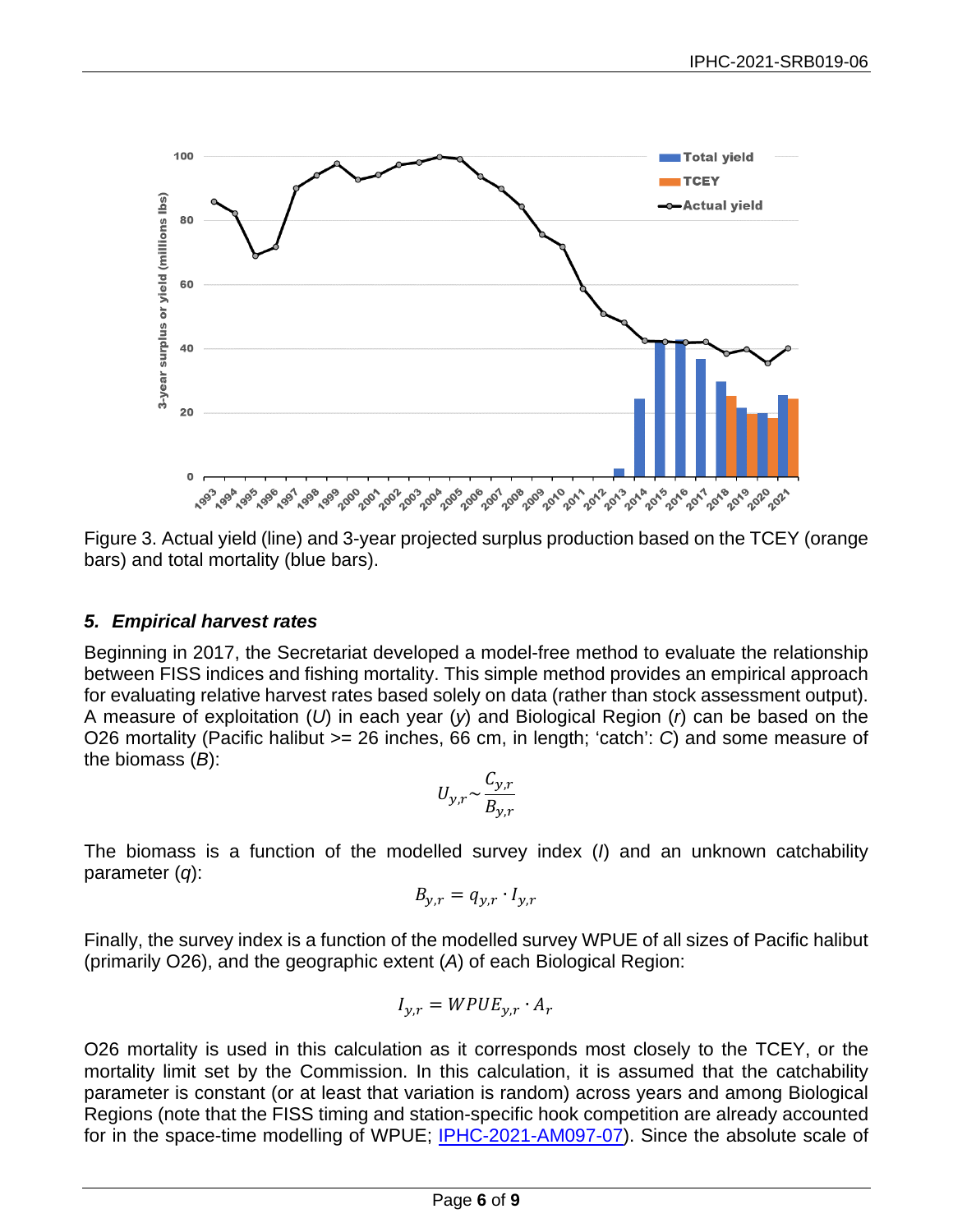Figure 3. Actual yield (line) and 3-year projected surplus production based on the TCEY (orange bars) and total mortality (blue bars).

### *5. Empirical harvest rates*

Beginning in 2017, the Secretariat developed a model-free method to evaluate the relationship between FISS indices and fishing mortality. This simple method provides an empirical approach for evaluating relative harvest rates based solely on data (rather than stock assessment output). A measure of exploitation (*U*) in each year (*y*) and Biological Region (*r*) can be based on the O26 mortality (Pacific halibut >= 26 inches, 66 cm, in length; 'catch': *C*) and some measure of the biomass (*B*):

$$U_{y,r} \sim \frac{C_{y,r}}{B_{y,r}}$$

The biomass is a function of the modelled survey index (*I*) and an unknown catchability parameter (*q*):

$$B_{y,r} = q_{y,r} \cdot I_{y,r}$$

Finally, the survey index is a function of the modelled survey WPUE of all sizes of Pacific halibut (primarily O26), and the geographic extent (*A*) of each Biological Region:

$$I_{y,r} = WPUE_{y,r} \cdot A_r$$

O26 mortality is used in this calculation as it corresponds most closely to the TCEY, or the mortality limit set by the Commission. In this calculation, it is assumed that the catchability parameter is constant (or at least that variation is random) across years and among Biological Regions (note that the FISS timing and station-specific hook competition are already accounted for in the space-time modelling of WPUE; IPHC-2021-AM097-07). Since the absolute scale of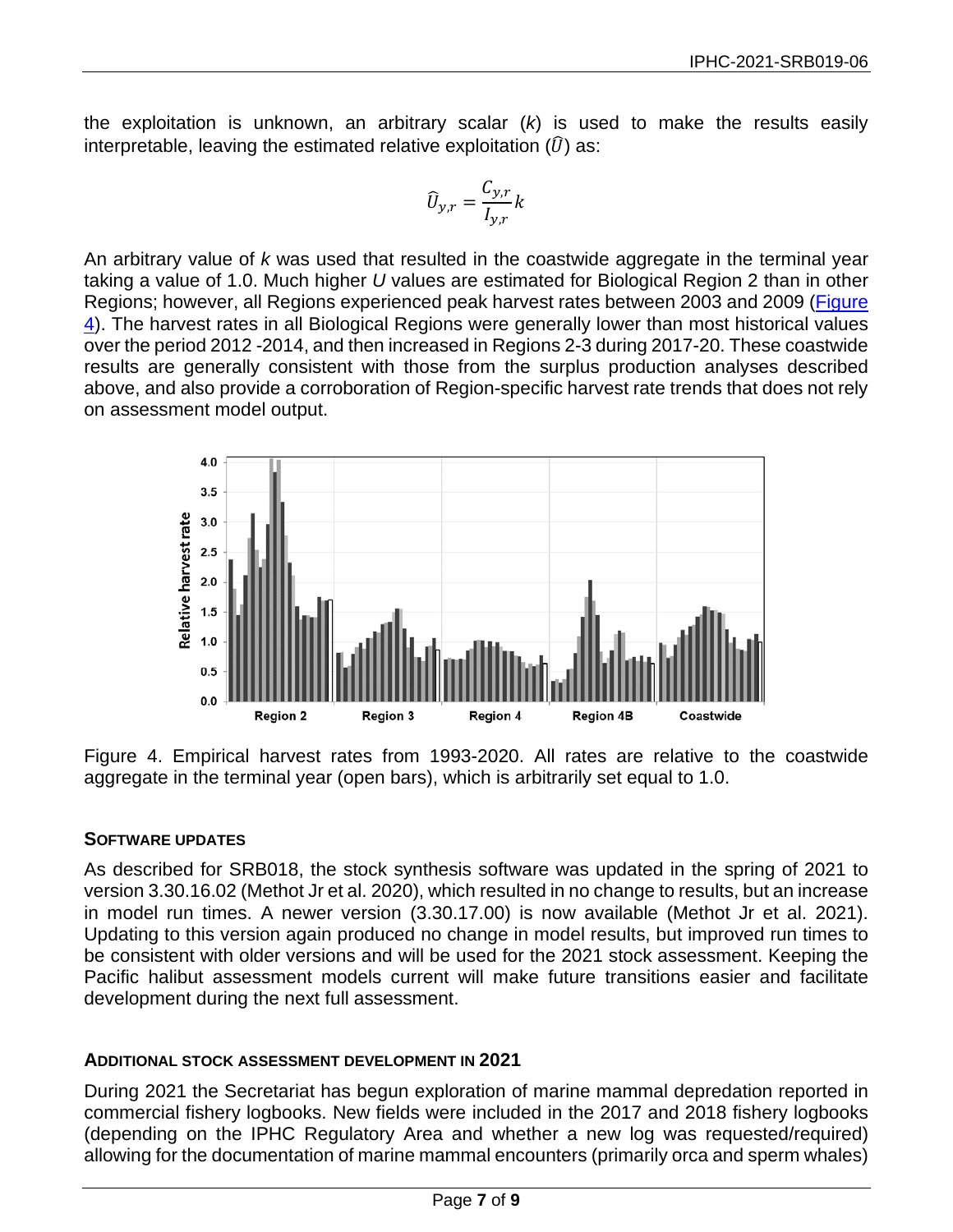the exploitation is unknown, an arbitrary scalar ($k$) is used to make the results easily interpretable, leaving the estimated relative exploitation ($\widehat{U}$) as:

$$\widehat{U}_{y,r} = \frac{C_{y,r}}{I_{y,r}} k$$

An arbitrary value of $k$ was used that resulted in the coastwide aggregate in the terminal year taking a value of 1.0. Much higher $U$ values are estimated for Biological Region 2 than in other Regions; however, all Regions experienced peak harvest rates between 2003 and 2009 (Figure 4). The harvest rates in all Biological Regions were generally lower than most historical values over the period 2012 -2014, and then increased in Regions 2-3 during 2017-20. These coastwide results are generally consistent with those from the surplus production analyses described above, and also provide a corroboration of Region-specific harvest rate trends that does not rely on assessment model output.

Figure 4. Empirical harvest rates from 1993-2020. All rates are relative to the coastwide aggregate in the terminal year (open bars), which is arbitrarily set equal to 1.0.

## SOFTWARE UPDATES

As described for SRB018, the stock synthesis software was updated in the spring of 2021 to version 3.30.16.02 (Methot Jr et al. 2020), which resulted in no change to results, but an increase in model run times. A newer version (3.30.17.00) is now available (Methot Jr et al. 2021). Updating to this version again produced no change in model results, but improved run times to be consistent with older versions and will be used for the 2021 stock assessment. Keeping the Pacific halibut assessment models current will make future transitions easier and facilitate development during the next full assessment.

## ADDITIONAL STOCK ASSESSMENT DEVELOPMENT IN 2021

During 2021 the Secretariat has begun exploration of marine mammal depredation reported in commercial fishery logbooks. New fields were included in the 2017 and 2018 fishery logbooks (depending on the IPHC Regulatory Area and whether a new log was requested/required) allowing for the documentation of marine mammal encounters (primarily orca and sperm whales)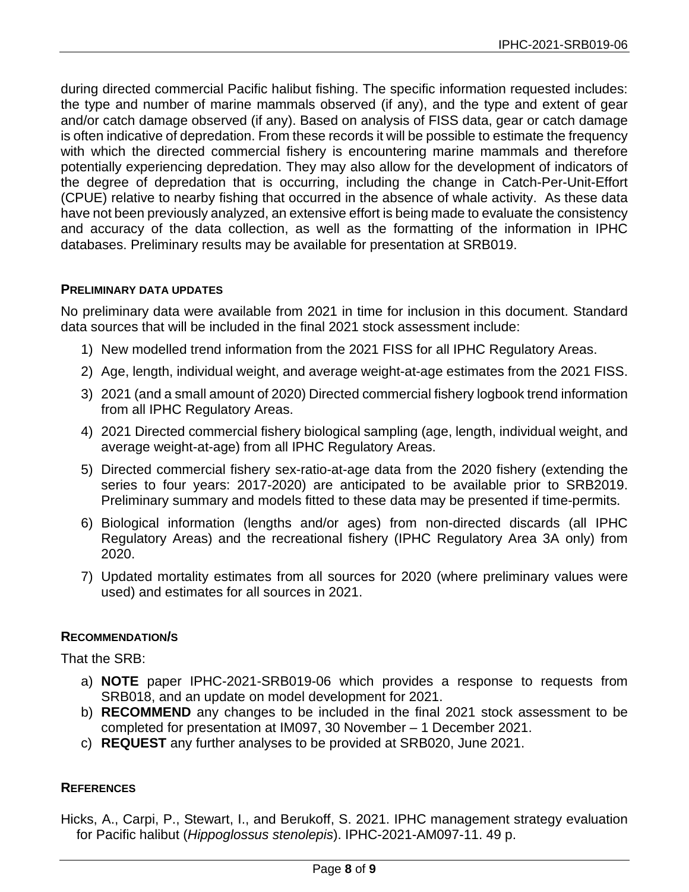during directed commercial Pacific halibut fishing. The specific information requested includes: the type and number of marine mammals observed (if any), and the type and extent of gear and/or catch damage observed (if any). Based on analysis of FISS data, gear or catch damage is often indicative of depredation. From these records it will be possible to estimate the frequency with which the directed commercial fishery is encountering marine mammals and therefore potentially experiencing depredation. They may also allow for the development of indicators of the degree of depredation that is occurring, including the change in Catch-Per-Unit-Effort (CPUE) relative to nearby fishing that occurred in the absence of whale activity. As these data have not been previously analyzed, an extensive effort is being made to evaluate the consistency and accuracy of the data collection, as well as the formatting of the information in IPHC databases. Preliminary results may be available for presentation at SRB019.

#### PRELIMINARY DATA UPDATES

No preliminary data were available from 2021 in time for inclusion in this document. Standard data sources that will be included in the final 2021 stock assessment include:

1) New modelled trend information from the 2021 FISS for all IPHC Regulatory Areas.
2) Age, length, individual weight, and average weight-at-age estimates from the 2021 FISS.
3) 2021 (and a small amount of 2020) Directed commercial fishery logbook trend information from all IPHC Regulatory Areas.
4) 2021 Directed commercial fishery biological sampling (age, length, individual weight, and average weight-at-age) from all IPHC Regulatory Areas.
5) Directed commercial fishery sex-ratio-at-age data from the 2020 fishery (extending the series to four years: 2017-2020) are anticipated to be available prior to SRB2019. Preliminary summary and models fitted to these data may be presented if time-permits.
6) Biological information (lengths and/or ages) from non-directed discards (all IPHC Regulatory Areas) and the recreational fishery (IPHC Regulatory Area 3A only) from 2020.
7) Updated mortality estimates from all sources for 2020 (where preliminary values were used) and estimates for all sources in 2021.

#### RECOMMENDATION/S

That the SRB:

a) **NOTE** paper IPHC-2021-SRB019-06 which provides a response to requests from SRB018, and an update on model development for 2021.
b) **RECOMMEND** any changes to be included in the final 2021 stock assessment to be completed for presentation at IM097, 30 November – 1 December 2021.
c) **REQUEST** any further analyses to be provided at SRB020, June 2021.

#### REFERENCES

Hicks, A., Carpi, P., Stewart, I., and Berukoff, S. 2021. IPHC management strategy evaluation for Pacific halibut (*Hippoglossus stenolepis*). IPHC-2021-AM097-11. 49 p.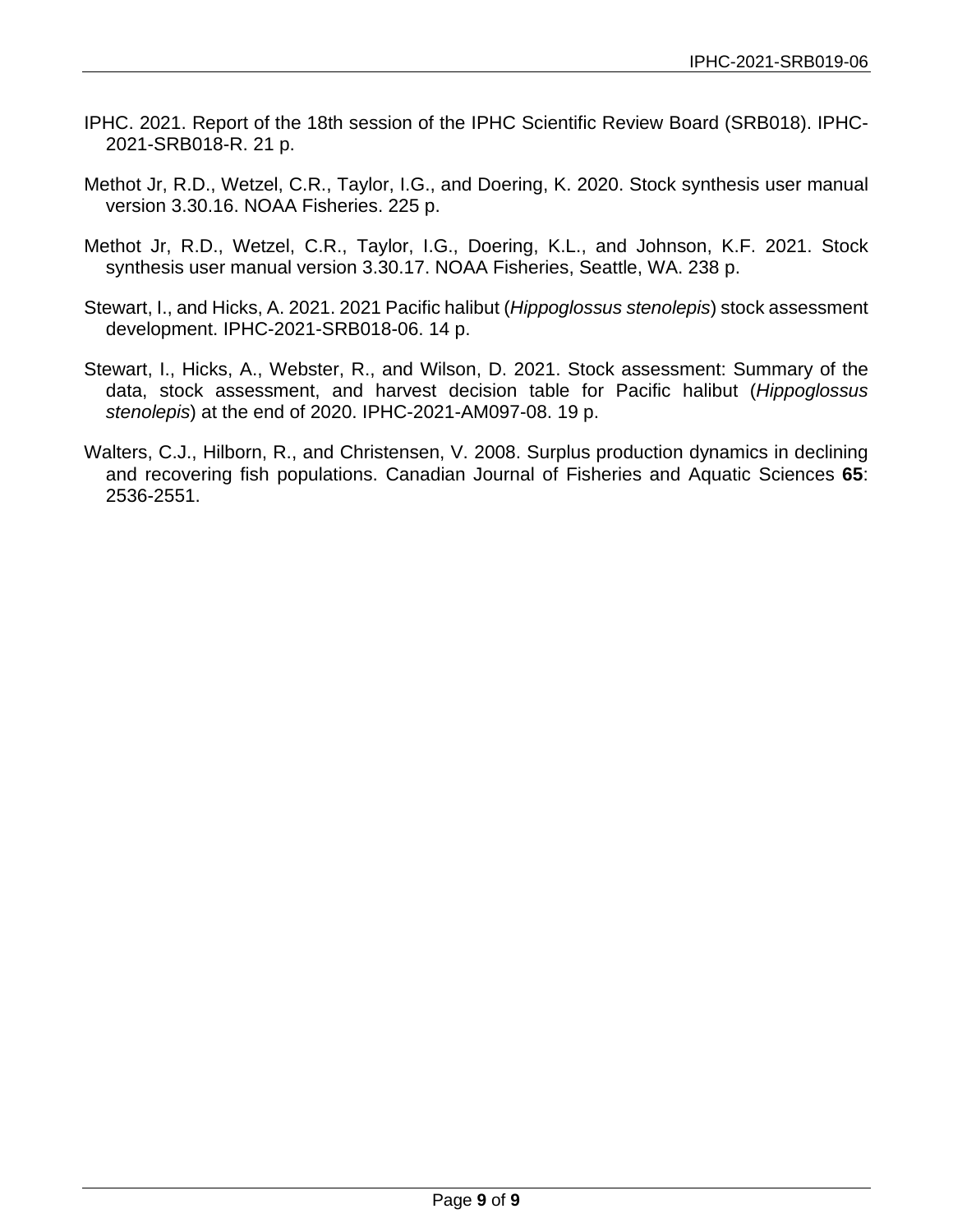IPHC. 2021. Report of the 18th session of the IPHC Scientific Review Board (SRB018). IPHC-2021-SRB018-R. 21 p.

Methot Jr, R.D., Wetzel, C.R., Taylor, I.G., and Doering, K. 2020. Stock synthesis user manual version 3.30.16. NOAA Fisheries. 225 p.

Methot Jr, R.D., Wetzel, C.R., Taylor, I.G., Doering, K.L., and Johnson, K.F. 2021. Stock synthesis user manual version 3.30.17. NOAA Fisheries, Seattle, WA. 238 p.

Stewart, I., and Hicks, A. 2021. 2021 Pacific halibut (*Hippoglossus stenolepis*) stock assessment development. IPHC-2021-SRB018-06. 14 p.

Stewart, I., Hicks, A., Webster, R., and Wilson, D. 2021. Stock assessment: Summary of the data, stock assessment, and harvest decision table for Pacific halibut (*Hippoglossus stenolepis*) at the end of 2020. IPHC-2021-AM097-08. 19 p.

Walters, C.J., Hilborn, R., and Christensen, V. 2008. Surplus production dynamics in declining and recovering fish populations. Canadian Journal of Fisheries and Aquatic Sciences **65**: 2536-2551.